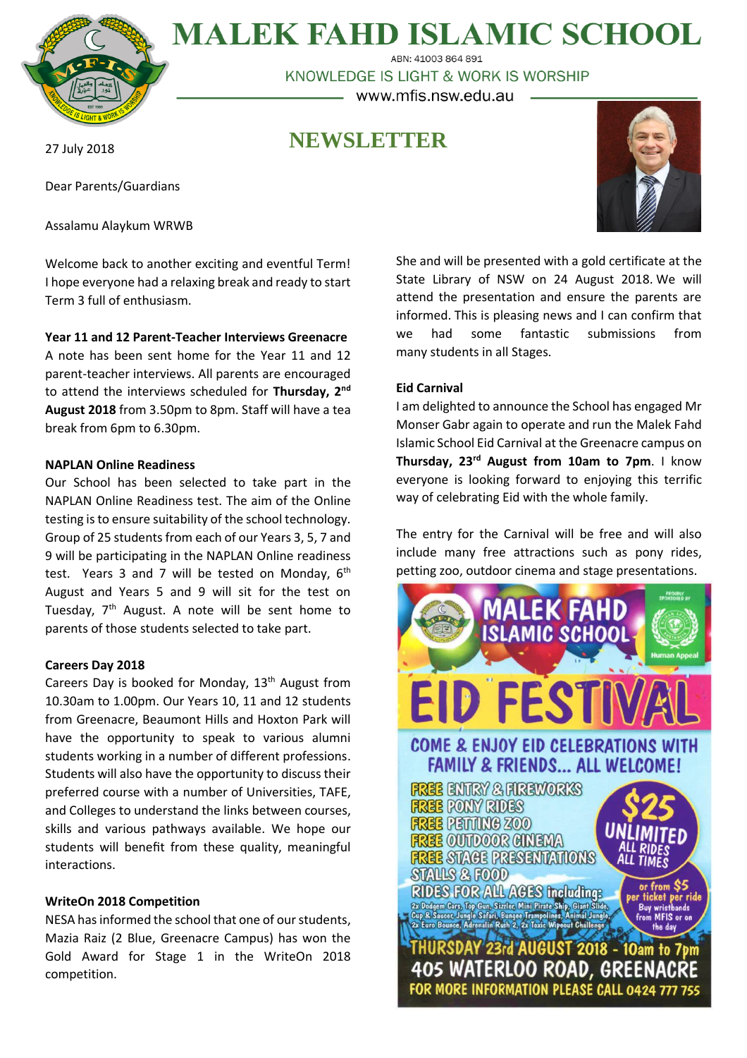# MALEK FAHD ISLAMIC SCHOOL

ABN: 41003 864 891

KNOWLEDGE IS LIGHT & WORK IS WORSHIP

www.mfis.nsw.edu.au

## NEWSLETTER

27 July 2018

Dear Parents/Guardians

Assalamu Alaykum WRWB

Welcome back to another exciting and eventful Term! I hope everyone had a relaxing break and ready to start Term 3 full of enthusiasm.

**Year 11 and 12 Parent-Teacher Interviews Greenacre**

A note has been sent home for the Year 11 and 12 parent-teacher interviews. All parents are encouraged to attend the interviews scheduled for **Thursday, 2nd August 2018** from 3.50pm to 8pm. Staff will have a tea break from 6pm to 6.30pm.

**NAPLAN Online Readiness**

Our School has been selected to take part in the NAPLAN Online Readiness test. The aim of the Online testing is to ensure suitability of the school technology. Group of 25 students from each of our Years 3, 5, 7 and 9 will be participating in the NAPLAN Online readiness test. Years 3 and 7 will be tested on Monday, 6th August and Years 5 and 9 will sit for the test on Tuesday, 7th August. A note will be sent home to parents of those students selected to take part.

**Careers Day 2018**

Careers Day is booked for Monday, 13th August from 10.30am to 1.00pm. Our Years 10, 11 and 12 students from Greenacre, Beaumont Hills and Hoxton Park will have the opportunity to speak to various alumni students working in a number of different professions. Students will also have the opportunity to discuss their preferred course with a number of Universities, TAFE, and Colleges to understand the links between courses, skills and various pathways available. We hope our students will benefit from these quality, meaningful interactions.

**WriteOn 2018 Competition**

NESA has informed the school that one of our students, Mazia Raiz (2 Blue, Greenacre Campus) has won the Gold Award for Stage 1 in the WriteOn 2018 competition. She and will be presented with a gold certificate at the State Library of NSW on 24 August 2018. We will attend the presentation and ensure the parents are informed. This is pleasing news and I can confirm that we had some fantastic submissions from many students in all Stages.

**Eid Carnival**

I am delighted to announce the School has engaged Mr Monser Gabr again to operate and run the Malek Fahd Islamic School Eid Carnival at the Greenacre campus on **Thursday, 23rd August from 10am to 7pm**. I know everyone is looking forward to enjoying this terrific way of celebrating Eid with the whole family.

The entry for the Carnival will be free and will also include many free attractions such as pony rides, petting zoo, outdoor cinema and stage presentations.

**MALEK FAHD ISLAMIC SCHOOL**

Proudly sponsored by Human Appeal

# EID FESTIVAL

COME & ENJOY EID CELEBRATIONS WITH FAMILY & FRIENDS... ALL WELCOME!

- FREE ENTRY & FIREWORKS
- FREE PONY RIDES
- FREE PETTING ZOO
- FREE OUTDOOR CINEMA
- FREE STAGE PRESENTATIONS
- STALLS & FOOD
- RIDES FOR ALL AGES including: 2x Dodgem Cars, Top Gun, Sizzler, Mini Pirate Ship, Giant Slide, Cup & Saucer, Jungle Safari, Bungee Trampolines, Animal Jungle, 2x Euro Bounce, Adrenalin Rush 2, 2x Toxic Wipeout Challenge

$25 UNLIMITED ALL RIDES ALL TIMES

or from $5 per ticket per ride. Buy wristbands from MFIS or on the day

THURSDAY 23rd AUGUST 2018 - 10am to 7pm

405 WATERLOO ROAD, GREENACRE

FOR MORE INFORMATION PLEASE CALL 0424 777 755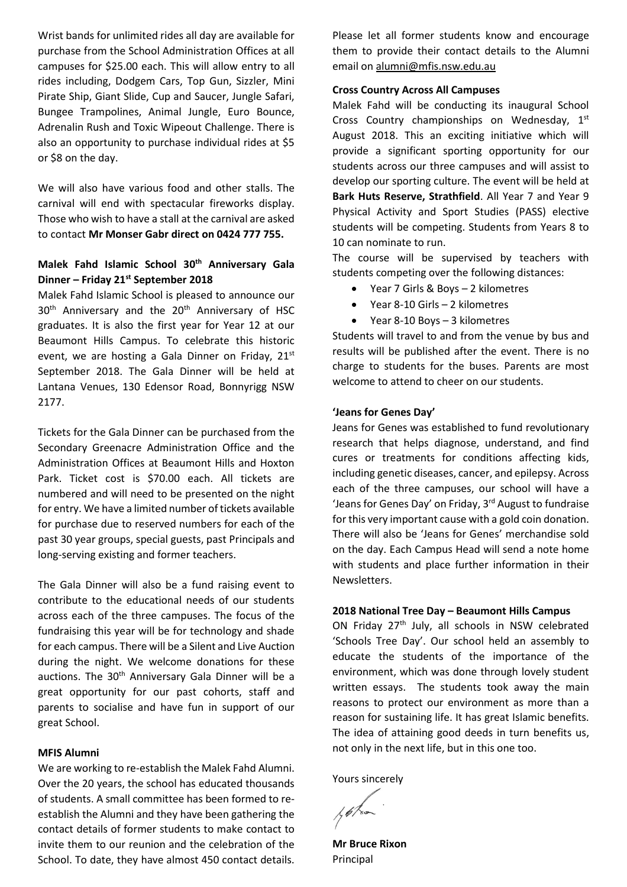Wrist bands for unlimited rides all day are available for purchase from the School Administration Offices at all campuses for $25.00 each. This will allow entry to all rides including, Dodgem Cars, Top Gun, Sizzler, Mini Pirate Ship, Giant Slide, Cup and Saucer, Jungle Safari, Bungee Trampolines, Animal Jungle, Euro Bounce, Adrenalin Rush and Toxic Wipeout Challenge. There is also an opportunity to purchase individual rides at $5 or $8 on the day.

We will also have various food and other stalls. The carnival will end with spectacular fireworks display. Those who wish to have a stall at the carnival are asked to contact **Mr Monser Gabr direct on 0424 777 755.**

**Malek Fahd Islamic School 30th Anniversary Gala Dinner – Friday 21st September 2018**

Malek Fahd Islamic School is pleased to announce our 30th Anniversary and the 20th Anniversary of HSC graduates. It is also the first year for Year 12 at our Beaumont Hills Campus. To celebrate this historic event, we are hosting a Gala Dinner on Friday, 21st September 2018. The Gala Dinner will be held at Lantana Venues, 130 Edensor Road, Bonnyrigg NSW 2177.

Tickets for the Gala Dinner can be purchased from the Secondary Greenacre Administration Office and the Administration Offices at Beaumont Hills and Hoxton Park. Ticket cost is $70.00 each. All tickets are numbered and will need to be presented on the night for entry. We have a limited number of tickets available for purchase due to reserved numbers for each of the past 30 year groups, special guests, past Principals and long-serving existing and former teachers.

The Gala Dinner will also be a fund raising event to contribute to the educational needs of our students across each of the three campuses. The focus of the fundraising this year will be for technology and shade for each campus. There will be a Silent and Live Auction during the night. We welcome donations for these auctions. The 30th Anniversary Gala Dinner will be a great opportunity for our past cohorts, staff and parents to socialise and have fun in support of our great School.

**MFIS Alumni**

We are working to re-establish the Malek Fahd Alumni. Over the 20 years, the school has educated thousands of students. A small committee has been formed to re-establish the Alumni and they have been gathering the contact details of former students to make contact to invite them to our reunion and the celebration of the School. To date, they have almost 450 contact details. Please let all former students know and encourage them to provide their contact details to the Alumni email on alumni@mfis.nsw.edu.au

**Cross Country Across All Campuses**

Malek Fahd will be conducting its inaugural School Cross Country championships on Wednesday, 1st August 2018. This an exciting initiative which will provide a significant sporting opportunity for our students across our three campuses and will assist to develop our sporting culture. The event will be held at **Bark Huts Reserve, Strathfield**. All Year 7 and Year 9 Physical Activity and Sport Studies (PASS) elective students will be competing. Students from Years 8 to 10 can nominate to run.

The course will be supervised by teachers with students competing over the following distances:

- Year 7 Girls & Boys – 2 kilometres
- Year 8-10 Girls – 2 kilometres
- Year 8-10 Boys – 3 kilometres

Students will travel to and from the venue by bus and results will be published after the event. There is no charge to students for the buses. Parents are most welcome to attend to cheer on our students.

**'Jeans for Genes Day'**

Jeans for Genes was established to fund revolutionary research that helps diagnose, understand, and find cures or treatments for conditions affecting kids, including genetic diseases, cancer, and epilepsy. Across each of the three campuses, our school will have a 'Jeans for Genes Day' on Friday, 3rd August to fundraise for this very important cause with a gold coin donation. There will also be 'Jeans for Genes' merchandise sold on the day. Each Campus Head will send a note home with students and place further information in their Newsletters.

**2018 National Tree Day – Beaumont Hills Campus**

ON Friday 27th July, all schools in NSW celebrated 'Schools Tree Day'. Our school held an assembly to educate the students of the importance of the environment, which was done through lovely student written essays. The students took away the main reasons to protect our environment as more than a reason for sustaining life. It has great Islamic benefits. The idea of attaining good deeds in turn benefits us, not only in the next life, but in this one too.

Yours sincerely

**Mr Bruce Rixon**
Principal